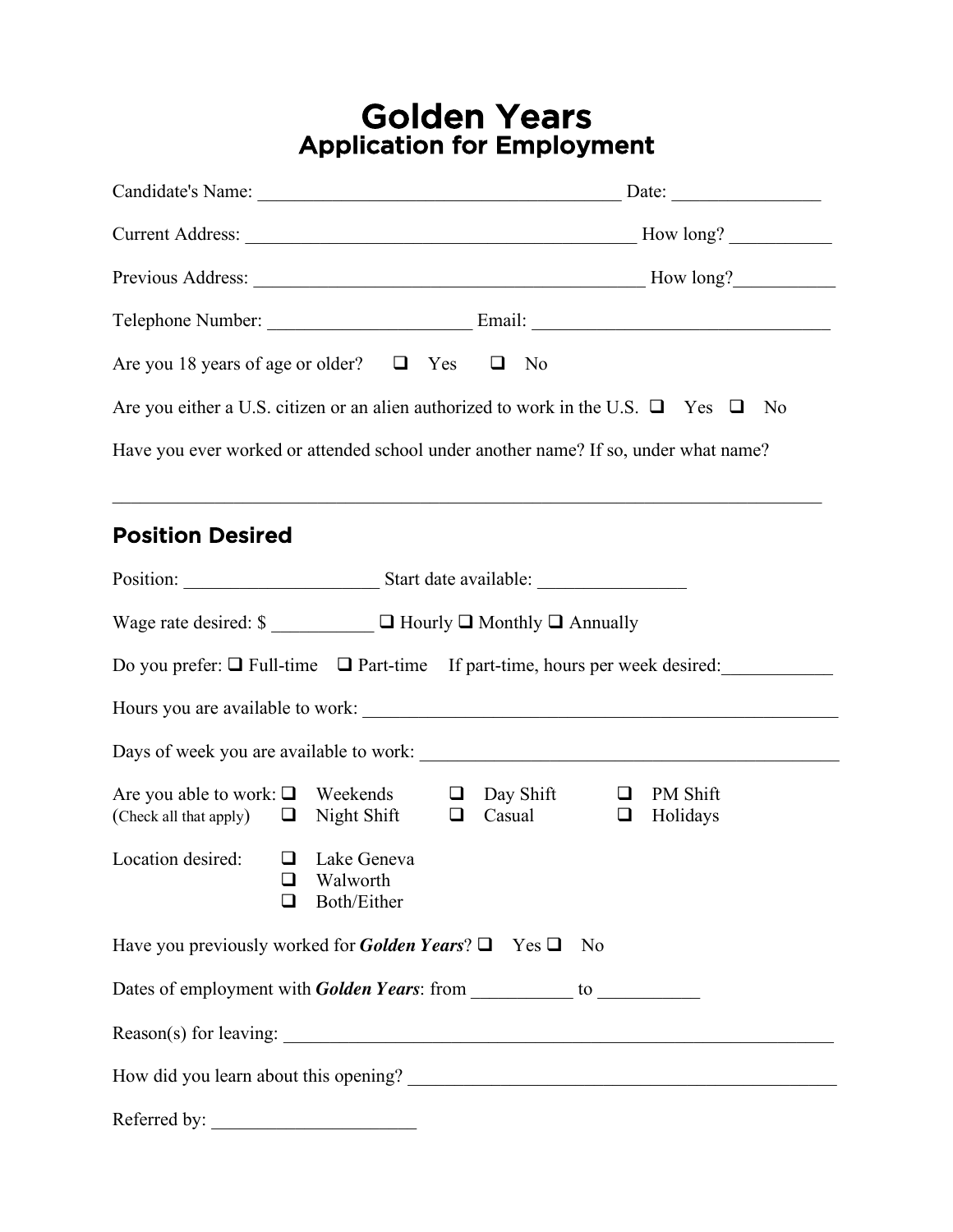# Golden Years
## Application for Employment

Candidate's Name: ______________________________________ Date: _______________

Current Address: __________________________________________ How long? __________

Previous Address: __________________________________________ How long?__________

Telephone Number: _____________________ Email: _______________________________

Are you 18 years of age or older? ❑ Yes ❑ No

Are you either a U.S. citizen or an alien authorized to work in the U.S. ❑ Yes ❑ No

Have you ever worked or attended school under another name? If so, under what name?

___________________________________________________________________________

## Position Desired

Position: _____________________ Start date available: _______________

Wage rate desired: $ ___________ ❑ Hourly ❑ Monthly ❑ Annually

Do you prefer: ❑ Full-time ❑ Part-time If part-time, hours per week desired:___________

Hours you are available to work: ___________________________________________________

Days of week you are available to work: ____________________________________________

Are you able to work: (Check all that apply)
❑ Weekends ❑ Day Shift ❑ PM Shift
❑ Night Shift ❑ Casual ❑ Holidays

Location desired:
❑ Lake Geneva
❑ Walworth
❑ Both/Either

Have you previously worked for ***Golden Years***? ❑ Yes ❑ No

Dates of employment with ***Golden Years***: from __________ to __________

Reason(s) for leaving: _________________________________________________________

How did you learn about this opening? ____________________________________________

Referred by: _____________________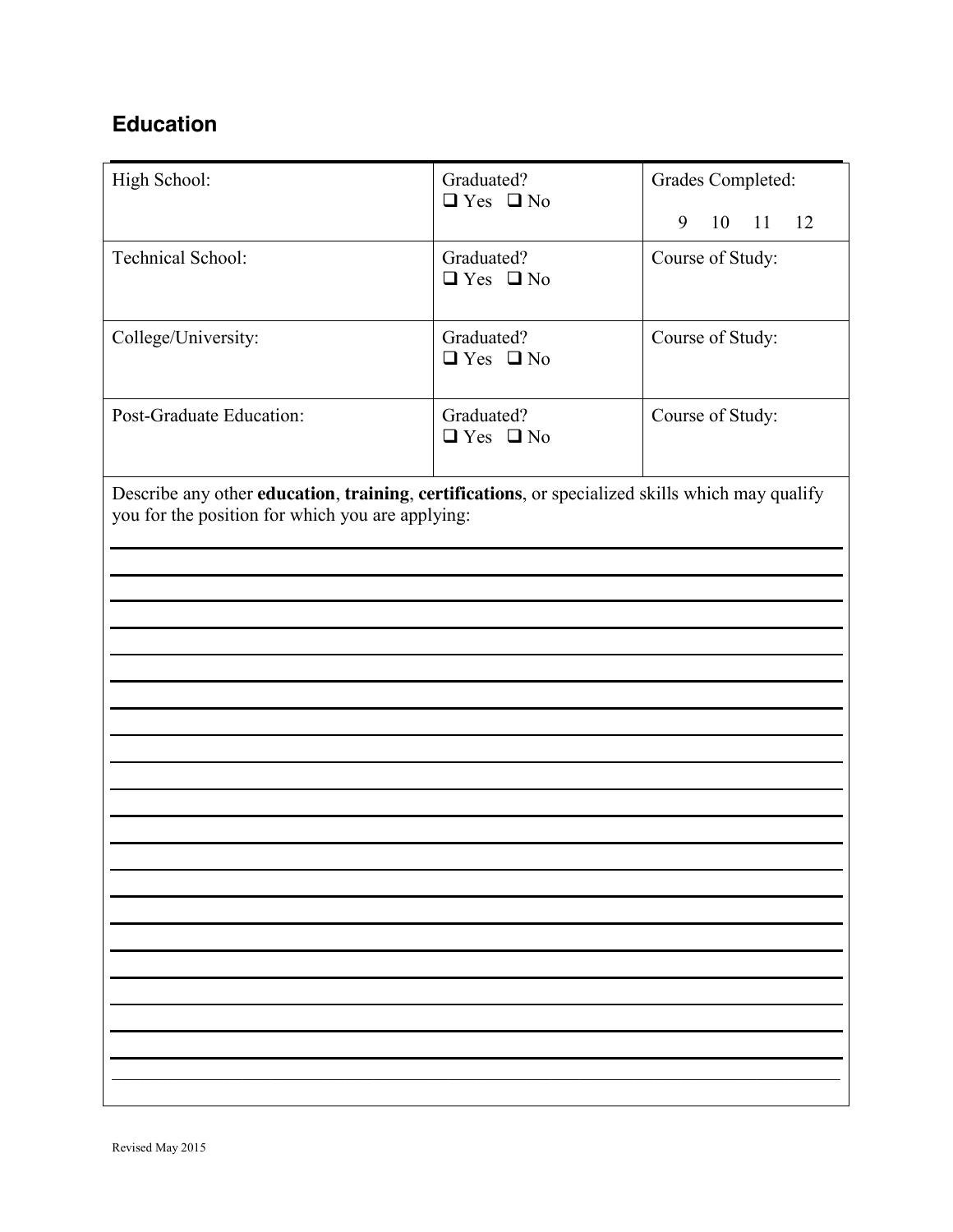## Education

| High School: | Graduated?<br>❑ Yes ❑ No | Grades Completed:<br>9 10 11 12 |
|---|---|---|
| Technical School: | Graduated?<br>❑ Yes ❑ No | Course of Study: |
| College/University: | Graduated?<br>❑ Yes ❑ No | Course of Study: |
| Post-Graduate Education: | Graduated?<br>❑ Yes ❑ No | Course of Study: |

Describe any other **education**, **training**, **certifications**, or specialized skills which may qualify you for the position for which you are applying:

Revised May 2015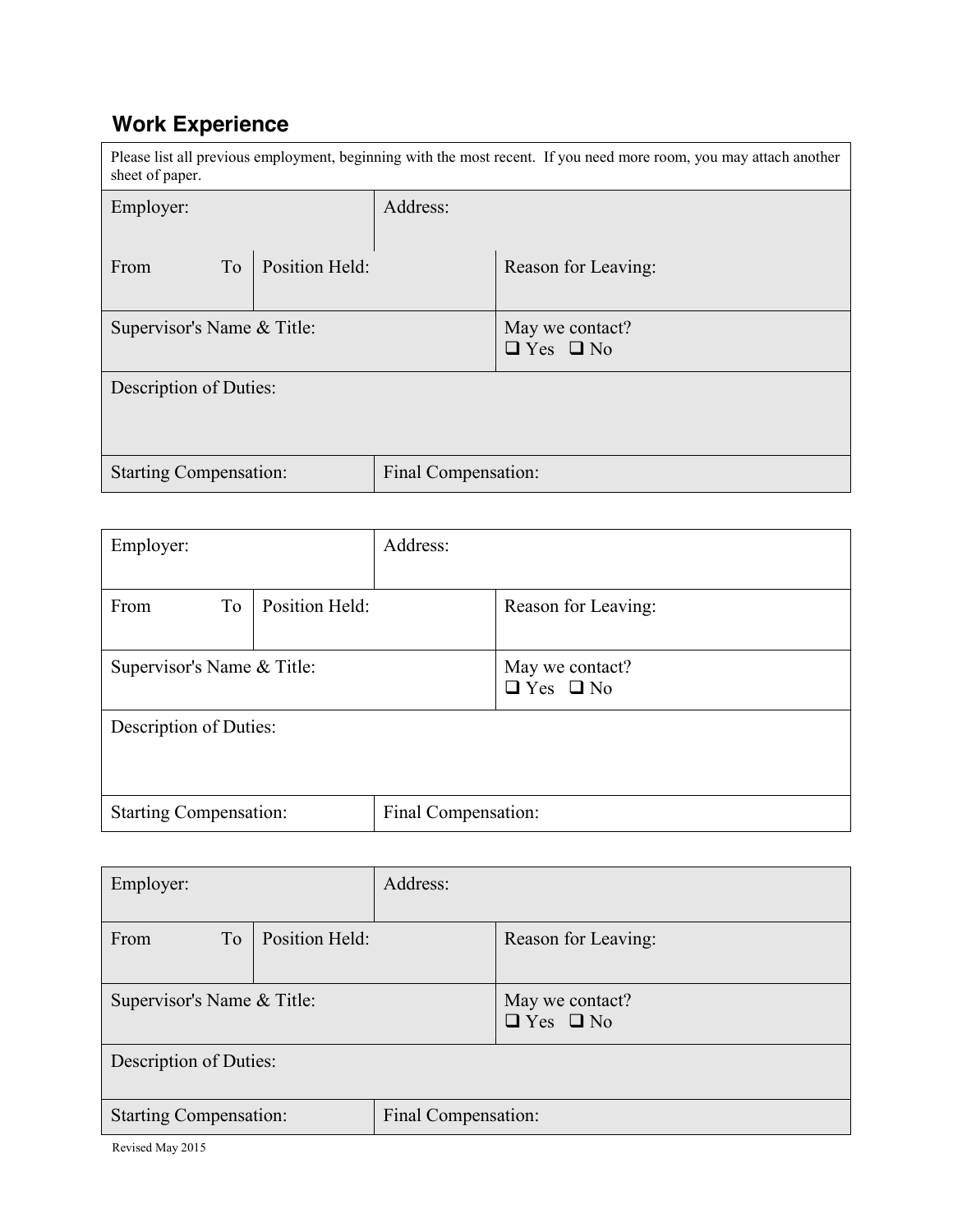## Work Experience

Please list all previous employment, beginning with the most recent. If you need more room, you may attach another sheet of paper.

| Employer: | | Address: | |
|---|---|---|---|
| From To | Position Held: | | Reason for Leaving: |
| Supervisor's Name & Title: | | | May we contact?<br>❑ Yes ❑ No |
| Description of Duties: | | | |
| Starting Compensation: | | Final Compensation: | |

| Employer: | | Address: | |
|---|---|---|---|
| From To | Position Held: | | Reason for Leaving: |
| Supervisor's Name & Title: | | | May we contact?<br>❑ Yes ❑ No |
| Description of Duties: | | | |
| Starting Compensation: | | Final Compensation: | |

| Employer: | | Address: | |
|---|---|---|---|
| From To | Position Held: | | Reason for Leaving: |
| Supervisor's Name & Title: | | | May we contact?<br>❑ Yes ❑ No |
| Description of Duties: | | | |
| Starting Compensation: | | Final Compensation: | |

Revised May 2015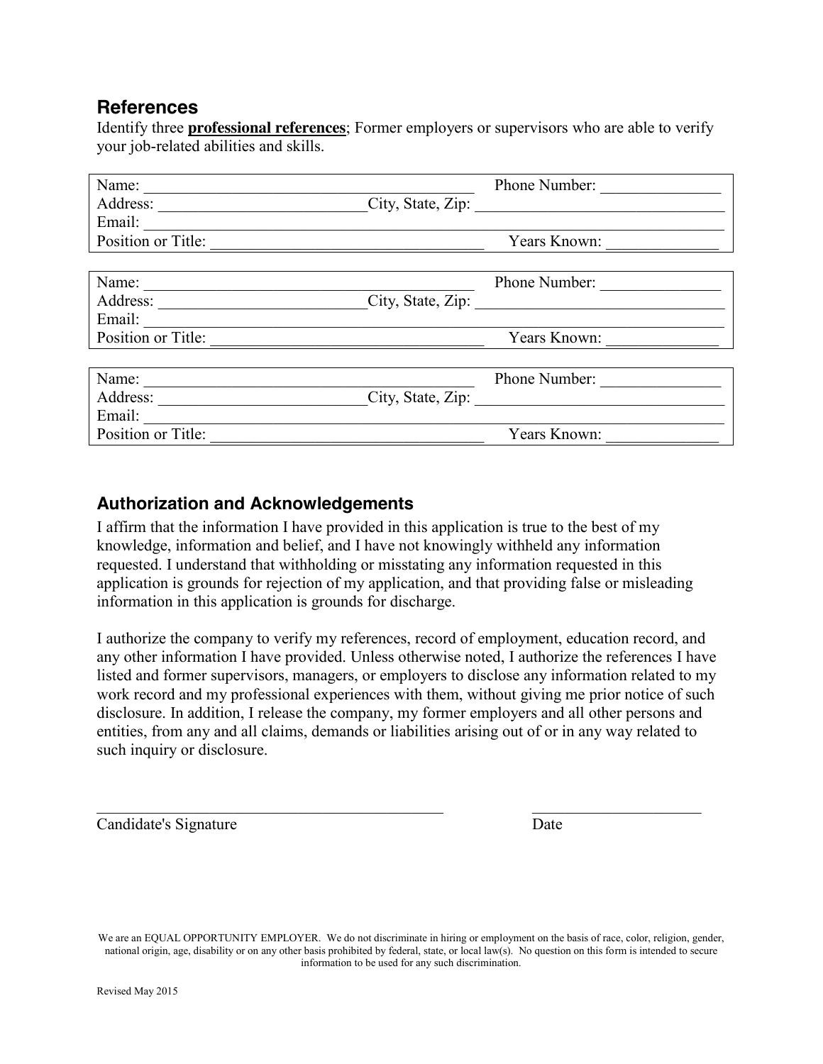## References

Identify three **professional references**; Former employers or supervisors who are able to verify your job-related abilities and skills.

| | |
|---|---|
| Name: ______________________________ | Phone Number: ______________ |
| Address: ______________________ | City, State, Zip: ___________________________ |
| Email: ______________________________________________________________ | |
| Position or Title: ______________________________ | Years Known: ____________ |

| | |
|---|---|
| Name: ______________________________ | Phone Number: ______________ |
| Address: ______________________ | City, State, Zip: ___________________________ |
| Email: ______________________________________________________________ | |
| Position or Title: ______________________________ | Years Known: ____________ |

| | |
|---|---|
| Name: ______________________________ | Phone Number: ______________ |
| Address: ______________________ | City, State, Zip: ___________________________ |
| Email: ______________________________________________________________ | |
| Position or Title: ______________________________ | Years Known: ____________ |

## Authorization and Acknowledgements

I affirm that the information I have provided in this application is true to the best of my knowledge, information and belief, and I have not knowingly withheld any information requested. I understand that withholding or misstating any information requested in this application is grounds for rejection of my application, and that providing false or misleading information in this application is grounds for discharge.

I authorize the company to verify my references, record of employment, education record, and any other information I have provided. Unless otherwise noted, I authorize the references I have listed and former supervisors, managers, or employers to disclose any information related to my work record and my professional experiences with them, without giving me prior notice of such disclosure. In addition, I release the company, my former employers and all other persons and entities, from any and all claims, demands or liabilities arising out of or in any way related to such inquiry or disclosure.

_______________________________________ &nbsp;&nbsp;&nbsp;&nbsp; ____________________

Candidate's Signature &nbsp;&nbsp;&nbsp;&nbsp; Date

We are an EQUAL OPPORTUNITY EMPLOYER. We do not discriminate in hiring or employment on the basis of race, color, religion, gender, national origin, age, disability or on any other basis prohibited by federal, state, or local law(s). No question on this form is intended to secure information to be used for any such discrimination.

Revised May 2015